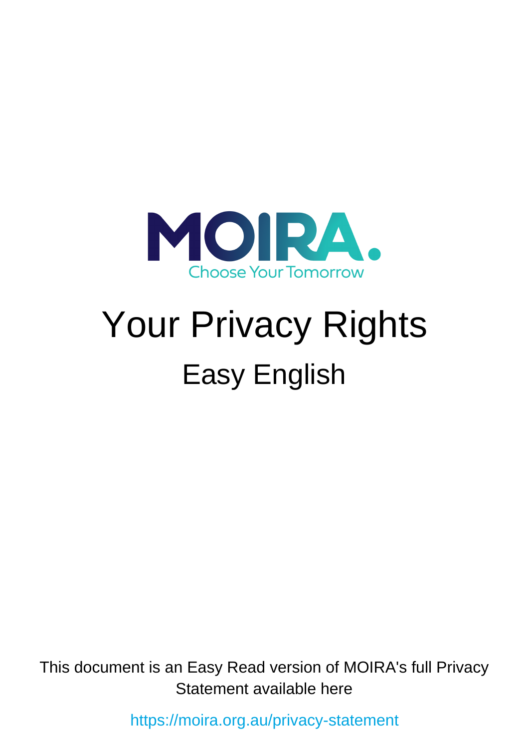MOIRA.

Choose Your Tomorrow

# Your Privacy Rights

## Easy English

This document is an Easy Read version of MOIRA's full Privacy Statement available here

https://moira.org.au/privacy-statement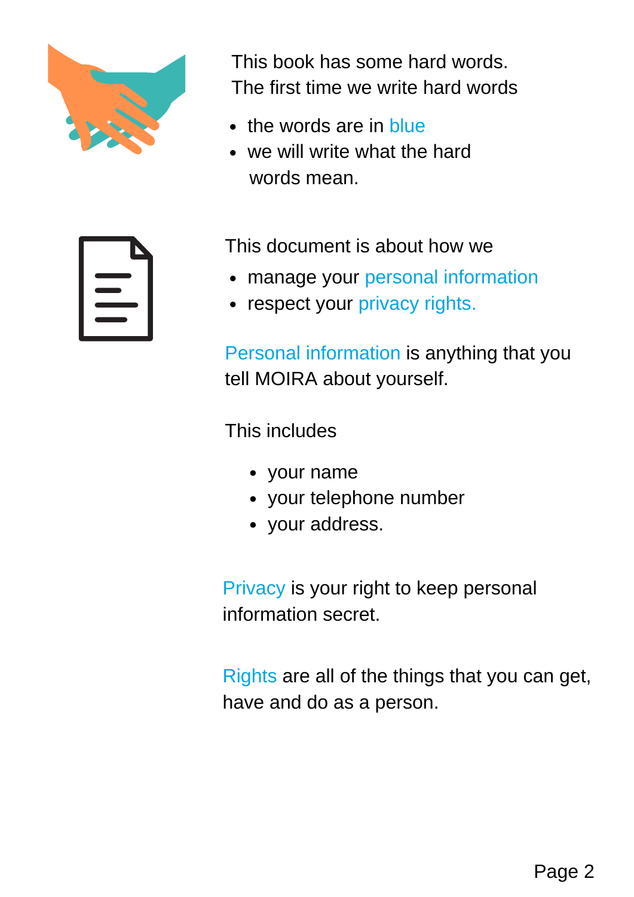This book has some hard words.
The first time we write hard words

- the words are in blue
- we will write what the hard words mean.

This document is about how we

- manage your personal information
- respect your privacy rights.

Personal information is anything that you tell MOIRA about yourself.

This includes

- your name
- your telephone number
- your address.

Privacy is your right to keep personal information secret.

Rights are all of the things that you can get, have and do as a person.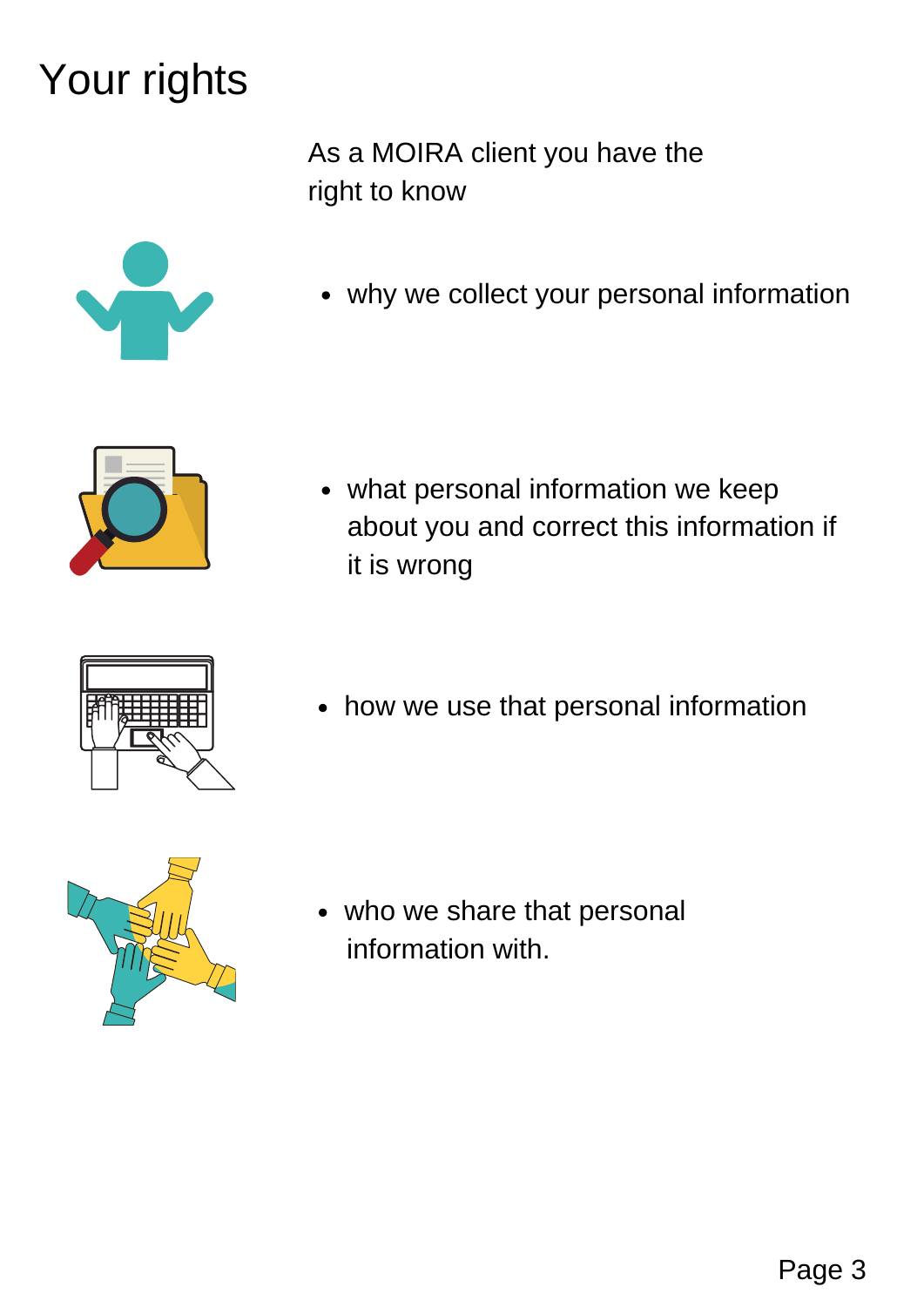# Your rights

As a MOIRA client you have the right to know

- why we collect your personal information
- what personal information we keep about you and correct this information if it is wrong
- how we use that personal information
- who we share that personal information with.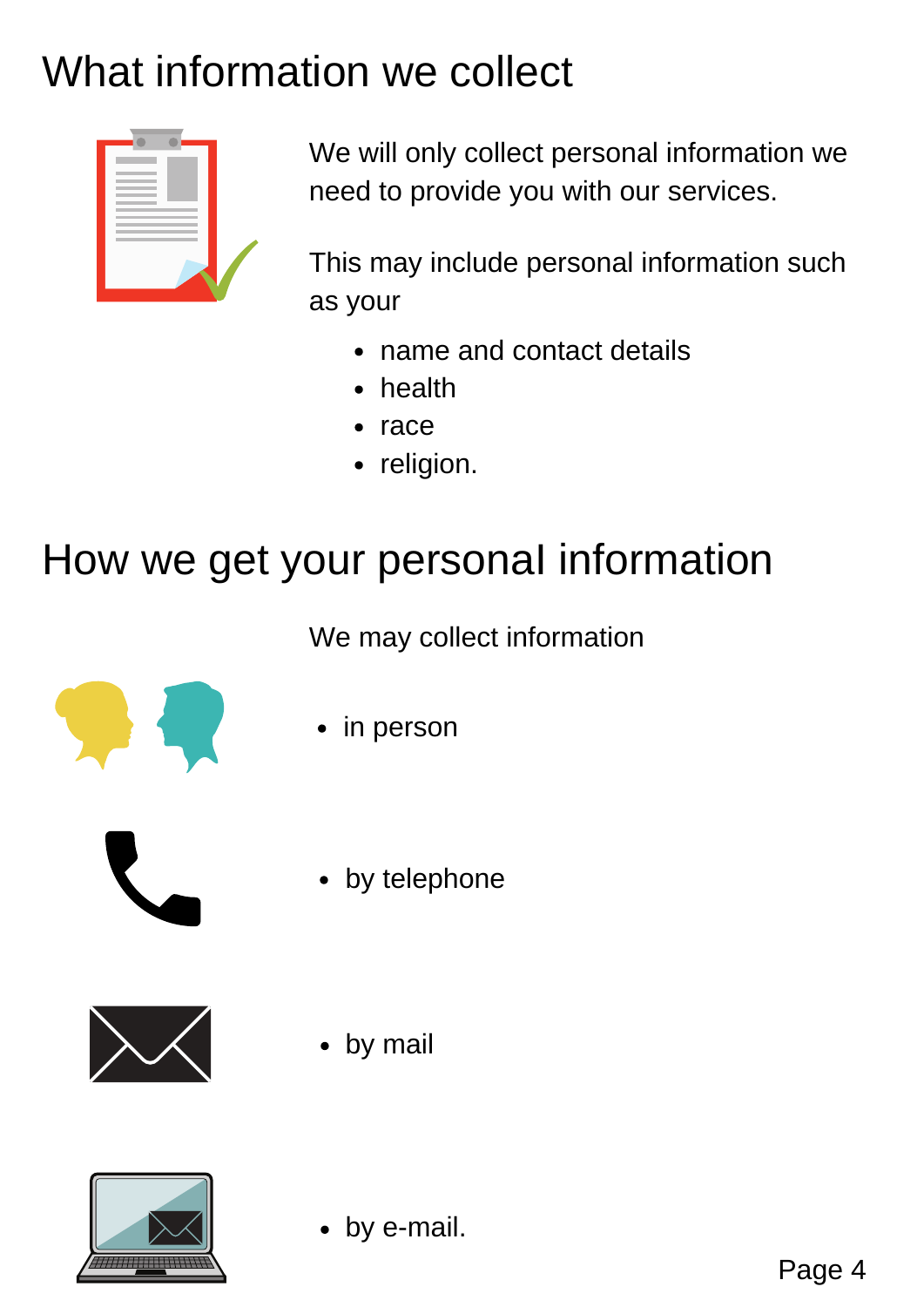# What information we collect

We will only collect personal information we need to provide you with our services.

This may include personal information such as your

- name and contact details
- health
- race
- religion.

# How we get your personal information

We may collect information

- in person
- by telephone
- by mail
- by e-mail.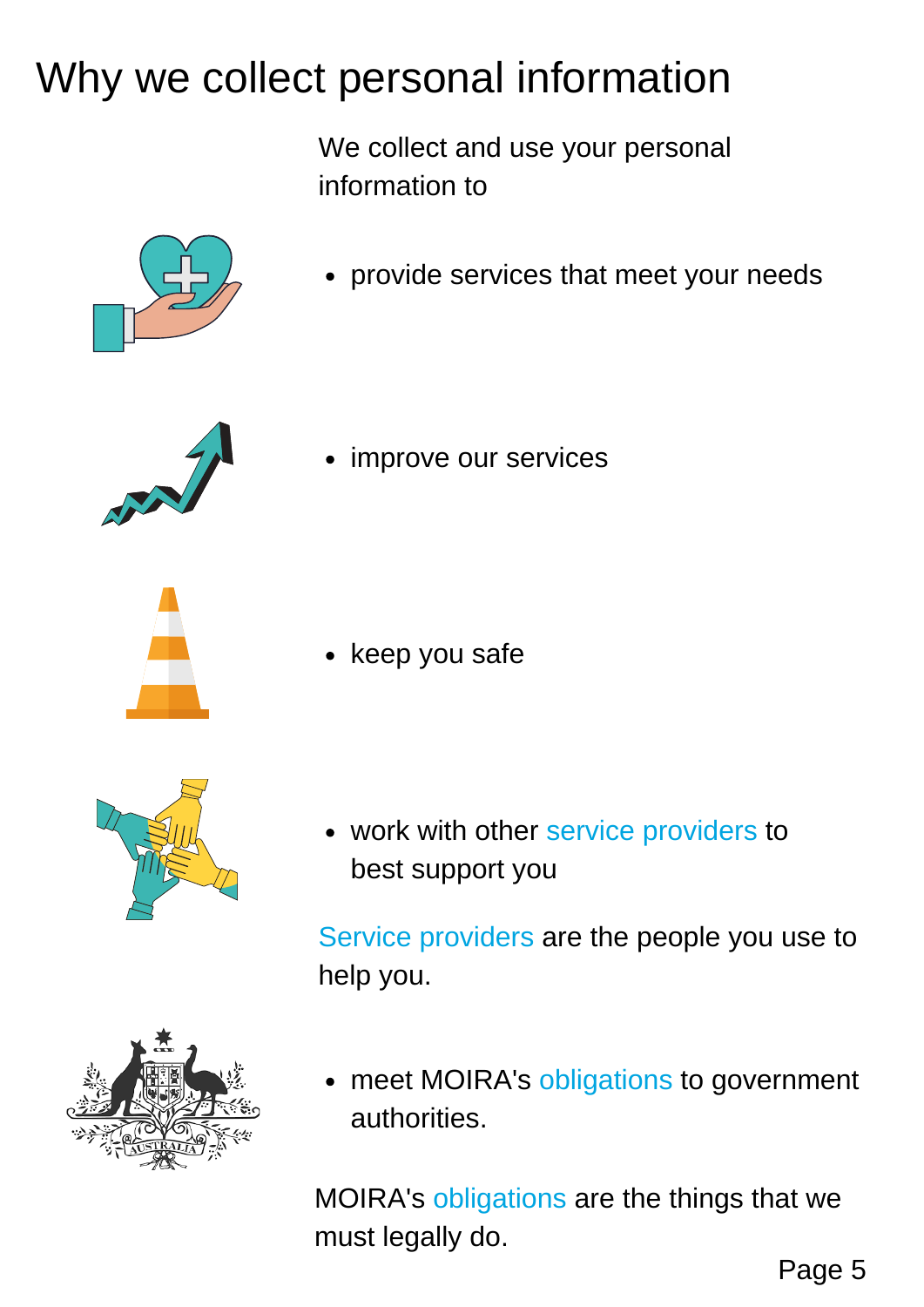# Why we collect personal information

We collect and use your personal information to

- provide services that meet your needs
- improve our services
- keep you safe
- work with other service providers to best support you

Service providers are the people you use to help you.

- meet MOIRA's obligations to government authorities.

MOIRA's obligations are the things that we must legally do.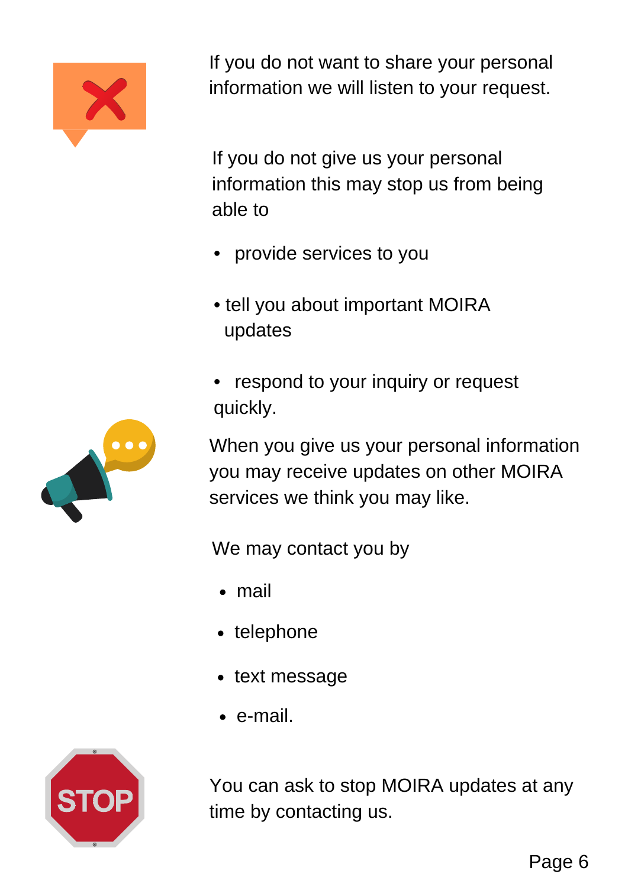If you do not want to share your personal information we will listen to your request.

If you do not give us your personal information this may stop us from being able to

- provide services to you
- tell you about important MOIRA updates
- respond to your inquiry or request quickly.

When you give us your personal information you may receive updates on other MOIRA services we think you may like.

We may contact you by

- mail
- telephone
- text message
- e-mail.

You can ask to stop MOIRA updates at any time by contacting us.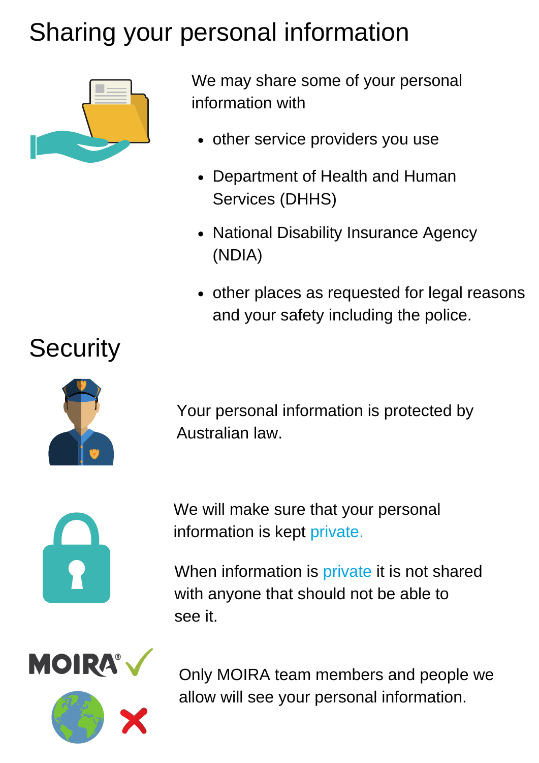# Sharing your personal information

We may share some of your personal information with

- other service providers you use
- Department of Health and Human Services (DHHS)
- National Disability Insurance Agency (NDIA)
- other places as requested for legal reasons and your safety including the police.

# Security

Your personal information is protected by Australian law.

We will make sure that your personal information is kept private.

When information is private it is not shared with anyone that should not be able to see it.

Only MOIRA team members and people we allow will see your personal information.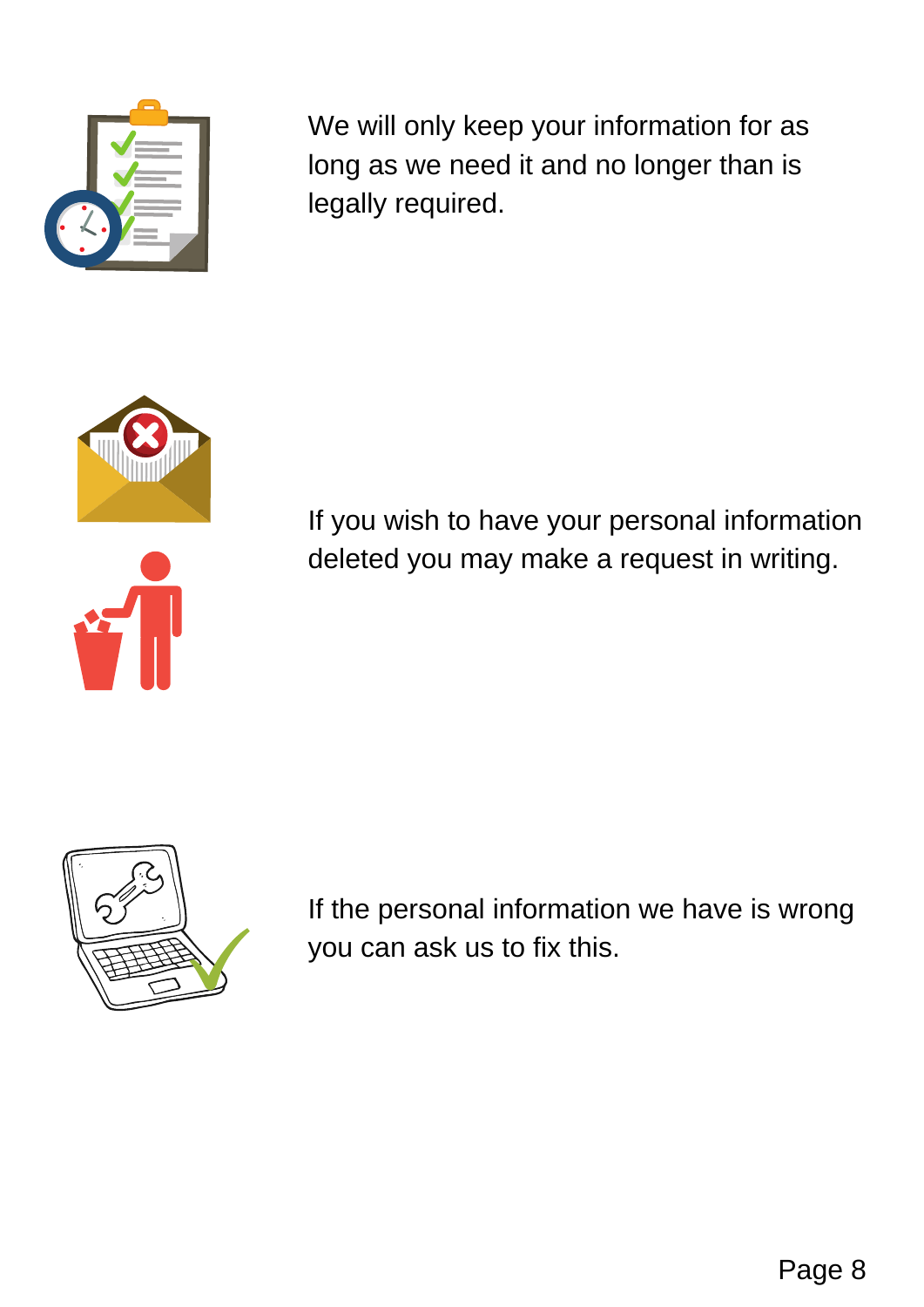We will only keep your information for as long as we need it and no longer than is legally required.

If you wish to have your personal information deleted you may make a request in writing.

If the personal information we have is wrong you can ask us to fix this.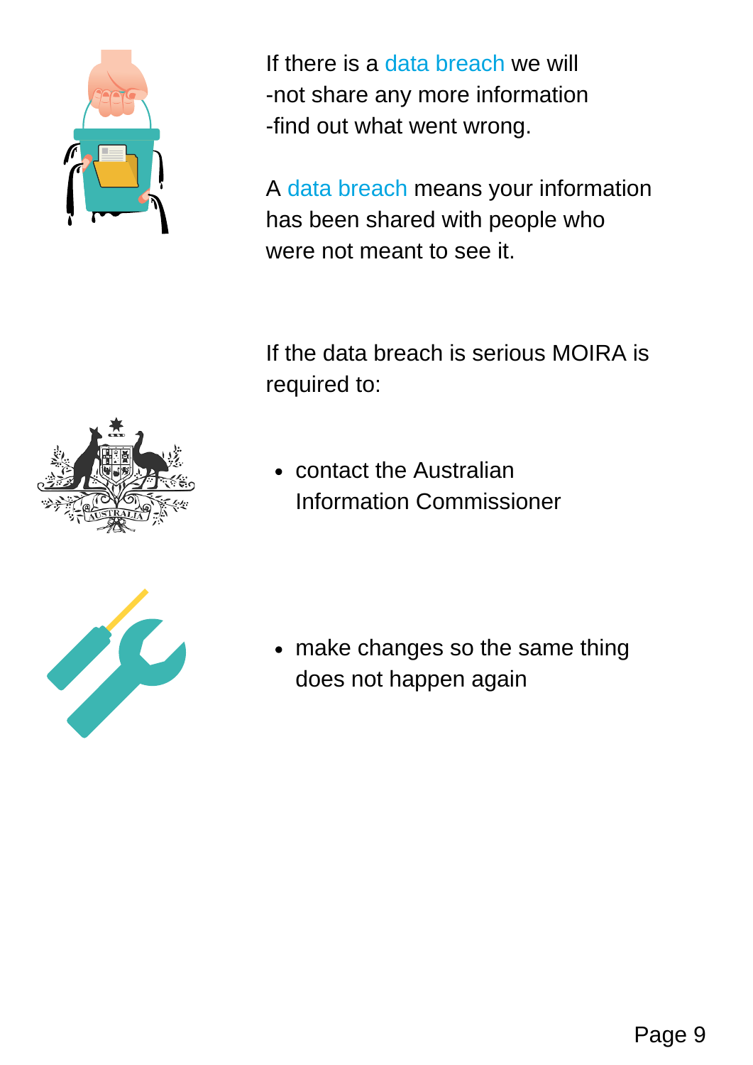If there is a data breach we will
-not share any more information
-find out what went wrong.

A data breach means your information has been shared with people who were not meant to see it.

If the data breach is serious MOIRA is required to:

- contact the Australian Information Commissioner

- make changes so the same thing does not happen again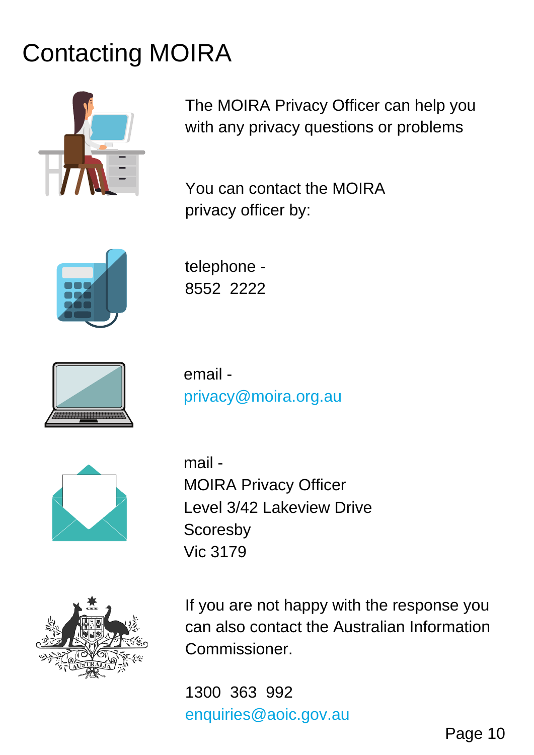# Contacting MOIRA

The MOIRA Privacy Officer can help you with any privacy questions or problems

You can contact the MOIRA privacy officer by:

telephone -
8552 2222

email -
privacy@moira.org.au

mail -
MOIRA Privacy Officer
Level 3/42 Lakeview Drive
Scoresby
Vic 3179

If you are not happy with the response you can also contact the Australian Information Commissioner.

1300 363 992
enquiries@aoic.gov.au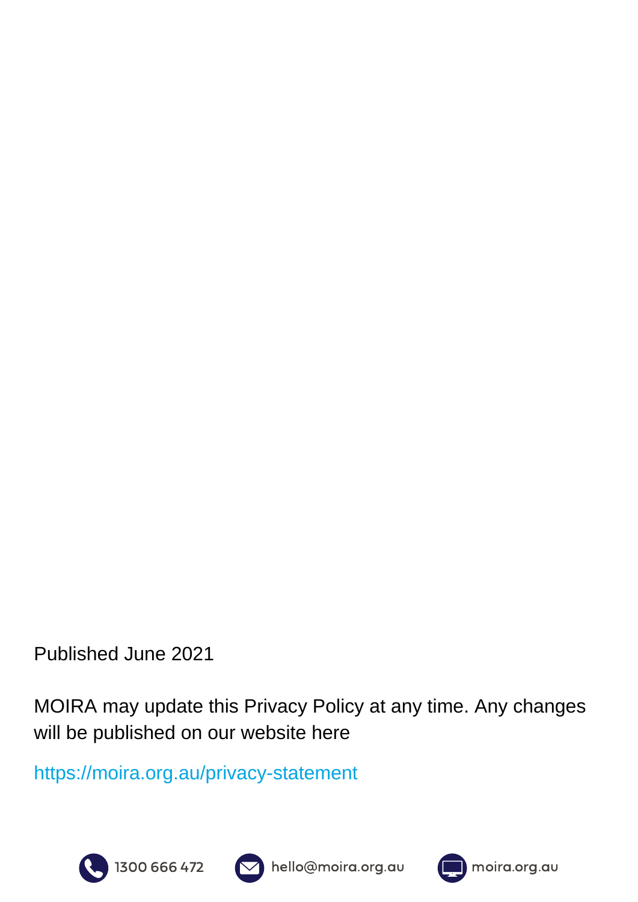Published June 2021

MOIRA may update this Privacy Policy at any time. Any changes will be published on our website here

https://moira.org.au/privacy-statement

1300 666 472 hello@moira.org.au moira.org.au